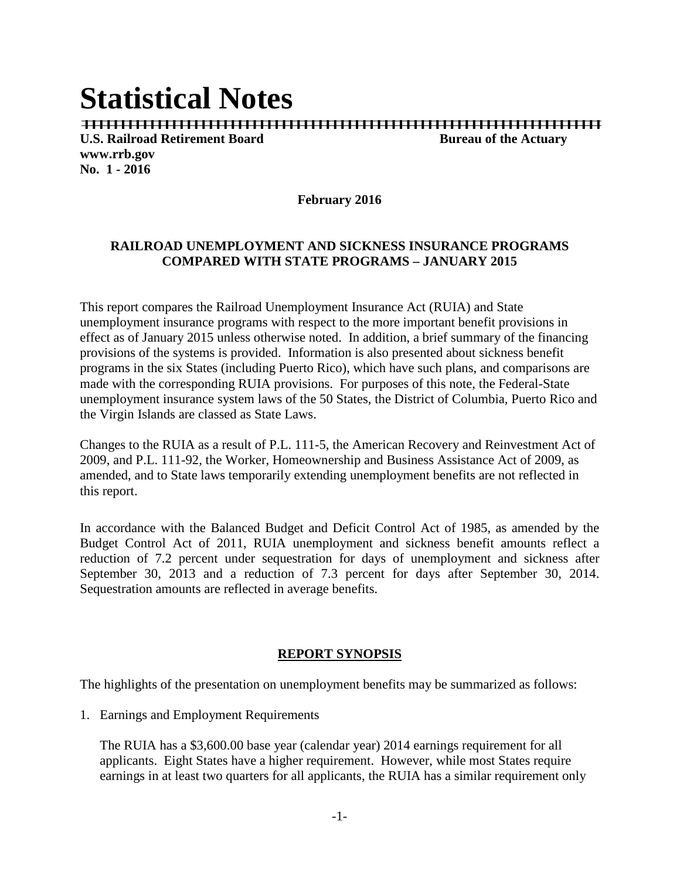# Statistical Notes

**U.S. Railroad Retirement Board** **Bureau of the Actuary**
**www.rrb.gov**
**No. 1 - 2016**

**February 2016**

**RAILROAD UNEMPLOYMENT AND SICKNESS INSURANCE PROGRAMS COMPARED WITH STATE PROGRAMS – JANUARY 2015**

This report compares the Railroad Unemployment Insurance Act (RUIA) and State unemployment insurance programs with respect to the more important benefit provisions in effect as of January 2015 unless otherwise noted. In addition, a brief summary of the financing provisions of the systems is provided. Information is also presented about sickness benefit programs in the six States (including Puerto Rico), which have such plans, and comparisons are made with the corresponding RUIA provisions. For purposes of this note, the Federal-State unemployment insurance system laws of the 50 States, the District of Columbia, Puerto Rico and the Virgin Islands are classed as State Laws.

Changes to the RUIA as a result of P.L. 111-5, the American Recovery and Reinvestment Act of 2009, and P.L. 111-92, the Worker, Homeownership and Business Assistance Act of 2009, as amended, and to State laws temporarily extending unemployment benefits are not reflected in this report.

In accordance with the Balanced Budget and Deficit Control Act of 1985, as amended by the Budget Control Act of 2011, RUIA unemployment and sickness benefit amounts reflect a reduction of 7.2 percent under sequestration for days of unemployment and sickness after September 30, 2013 and a reduction of 7.3 percent for days after September 30, 2014. Sequestration amounts are reflected in average benefits.

## REPORT SYNOPSIS

The highlights of the presentation on unemployment benefits may be summarized as follows:

1. Earnings and Employment Requirements

   The RUIA has a $3,600.00 base year (calendar year) 2014 earnings requirement for all applicants. Eight States have a higher requirement. However, while most States require earnings in at least two quarters for all applicants, the RUIA has a similar requirement only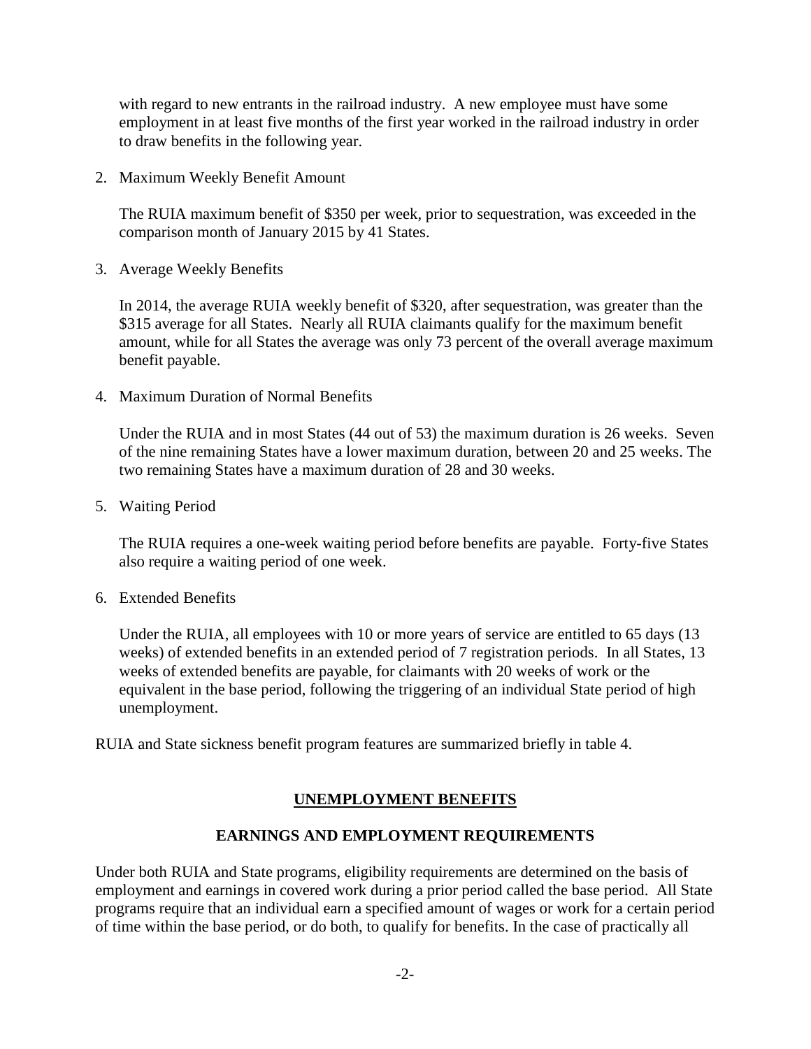with regard to new entrants in the railroad industry. A new employee must have some employment in at least five months of the first year worked in the railroad industry in order to draw benefits in the following year.

2. Maximum Weekly Benefit Amount

   The RUIA maximum benefit of $350 per week, prior to sequestration, was exceeded in the comparison month of January 2015 by 41 States.

3. Average Weekly Benefits

   In 2014, the average RUIA weekly benefit of $320, after sequestration, was greater than the $315 average for all States. Nearly all RUIA claimants qualify for the maximum benefit amount, while for all States the average was only 73 percent of the overall average maximum benefit payable.

4. Maximum Duration of Normal Benefits

   Under the RUIA and in most States (44 out of 53) the maximum duration is 26 weeks. Seven of the nine remaining States have a lower maximum duration, between 20 and 25 weeks. The two remaining States have a maximum duration of 28 and 30 weeks.

5. Waiting Period

   The RUIA requires a one-week waiting period before benefits are payable. Forty-five States also require a waiting period of one week.

6. Extended Benefits

   Under the RUIA, all employees with 10 or more years of service are entitled to 65 days (13 weeks) of extended benefits in an extended period of 7 registration periods. In all States, 13 weeks of extended benefits are payable, for claimants with 20 weeks of work or the equivalent in the base period, following the triggering of an individual State period of high unemployment.

RUIA and State sickness benefit program features are summarized briefly in table 4.

## UNEMPLOYMENT BENEFITS

### EARNINGS AND EMPLOYMENT REQUIREMENTS

Under both RUIA and State programs, eligibility requirements are determined on the basis of employment and earnings in covered work during a prior period called the base period. All State programs require that an individual earn a specified amount of wages or work for a certain period of time within the base period, or do both, to qualify for benefits. In the case of practically all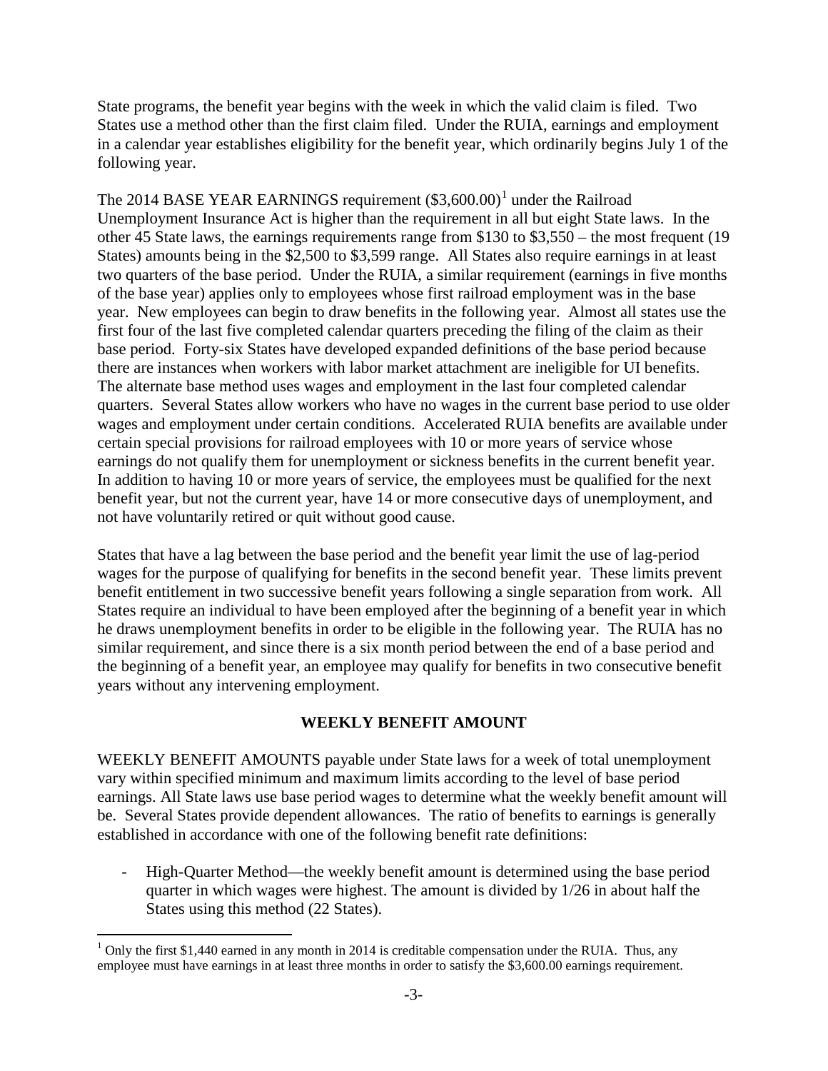State programs, the benefit year begins with the week in which the valid claim is filed. Two States use a method other than the first claim filed. Under the RUIA, earnings and employment in a calendar year establishes eligibility for the benefit year, which ordinarily begins July 1 of the following year.

The 2014 BASE YEAR EARNINGS requirement ($3,600.00)[1] under the Railroad Unemployment Insurance Act is higher than the requirement in all but eight State laws. In the other 45 State laws, the earnings requirements range from $130 to $3,550 – the most frequent (19 States) amounts being in the $2,500 to $3,599 range. All States also require earnings in at least two quarters of the base period. Under the RUIA, a similar requirement (earnings in five months of the base year) applies only to employees whose first railroad employment was in the base year. New employees can begin to draw benefits in the following year. Almost all states use the first four of the last five completed calendar quarters preceding the filing of the claim as their base period. Forty-six States have developed expanded definitions of the base period because there are instances when workers with labor market attachment are ineligible for UI benefits. The alternate base method uses wages and employment in the last four completed calendar quarters. Several States allow workers who have no wages in the current base period to use older wages and employment under certain conditions. Accelerated RUIA benefits are available under certain special provisions for railroad employees with 10 or more years of service whose earnings do not qualify them for unemployment or sickness benefits in the current benefit year. In addition to having 10 or more years of service, the employees must be qualified for the next benefit year, but not the current year, have 14 or more consecutive days of unemployment, and not have voluntarily retired or quit without good cause.

States that have a lag between the base period and the benefit year limit the use of lag-period wages for the purpose of qualifying for benefits in the second benefit year. These limits prevent benefit entitlement in two successive benefit years following a single separation from work. All States require an individual to have been employed after the beginning of a benefit year in which he draws unemployment benefits in order to be eligible in the following year. The RUIA has no similar requirement, and since there is a six month period between the end of a base period and the beginning of a benefit year, an employee may qualify for benefits in two consecutive benefit years without any intervening employment.

## WEEKLY BENEFIT AMOUNT

WEEKLY BENEFIT AMOUNTS payable under State laws for a week of total unemployment vary within specified minimum and maximum limits according to the level of base period earnings. All State laws use base period wages to determine what the weekly benefit amount will be. Several States provide dependent allowances. The ratio of benefits to earnings is generally established in accordance with one of the following benefit rate definitions:

- High-Quarter Method—the weekly benefit amount is determined using the base period quarter in which wages were highest. The amount is divided by 1/26 in about half the States using this method (22 States).

[1] Only the first $1,440 earned in any month in 2014 is creditable compensation under the RUIA. Thus, any employee must have earnings in at least three months in order to satisfy the $3,600.00 earnings requirement.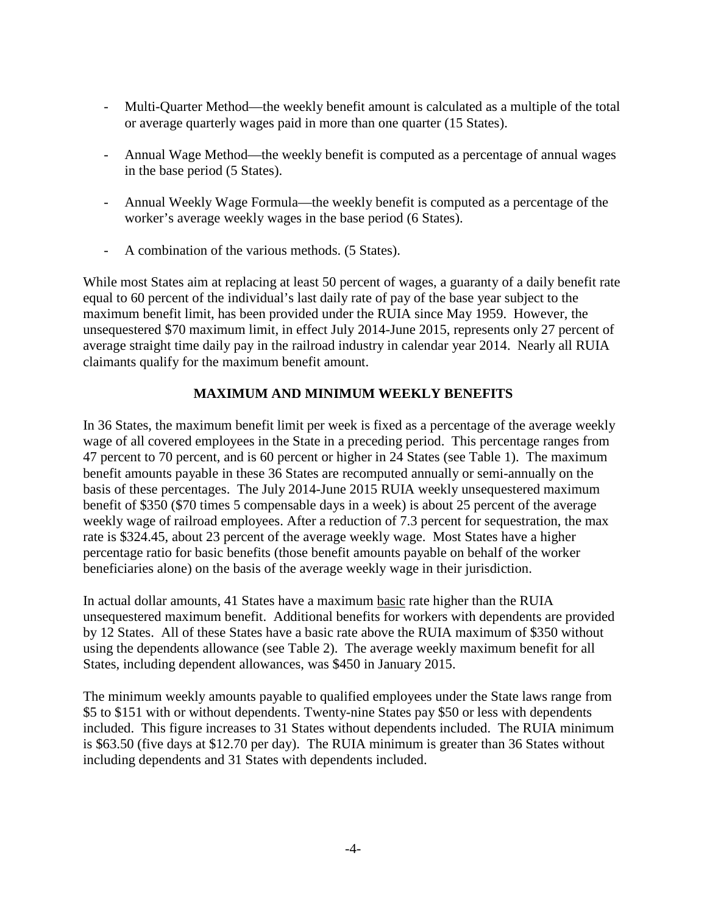- Multi-Quarter Method—the weekly benefit amount is calculated as a multiple of the total or average quarterly wages paid in more than one quarter (15 States).

- Annual Wage Method—the weekly benefit is computed as a percentage of annual wages in the base period (5 States).

- Annual Weekly Wage Formula—the weekly benefit is computed as a percentage of the worker's average weekly wages in the base period (6 States).

- A combination of the various methods. (5 States).

While most States aim at replacing at least 50 percent of wages, a guaranty of a daily benefit rate equal to 60 percent of the individual's last daily rate of pay of the base year subject to the maximum benefit limit, has been provided under the RUIA since May 1959. However, the unsequestered $70 maximum limit, in effect July 2014-June 2015, represents only 27 percent of average straight time daily pay in the railroad industry in calendar year 2014. Nearly all RUIA claimants qualify for the maximum benefit amount.

## MAXIMUM AND MINIMUM WEEKLY BENEFITS

In 36 States, the maximum benefit limit per week is fixed as a percentage of the average weekly wage of all covered employees in the State in a preceding period. This percentage ranges from 47 percent to 70 percent, and is 60 percent or higher in 24 States (see Table 1). The maximum benefit amounts payable in these 36 States are recomputed annually or semi-annually on the basis of these percentages. The July 2014-June 2015 RUIA weekly unsequestered maximum benefit of $350 ($70 times 5 compensable days in a week) is about 25 percent of the average weekly wage of railroad employees. After a reduction of 7.3 percent for sequestration, the max rate is $324.45, about 23 percent of the average weekly wage. Most States have a higher percentage ratio for basic benefits (those benefit amounts payable on behalf of the worker beneficiaries alone) on the basis of the average weekly wage in their jurisdiction.

In actual dollar amounts, 41 States have a maximum basic rate higher than the RUIA unsequestered maximum benefit. Additional benefits for workers with dependents are provided by 12 States. All of these States have a basic rate above the RUIA maximum of $350 without using the dependents allowance (see Table 2). The average weekly maximum benefit for all States, including dependent allowances, was $450 in January 2015.

The minimum weekly amounts payable to qualified employees under the State laws range from $5 to $151 with or without dependents. Twenty-nine States pay $50 or less with dependents included. This figure increases to 31 States without dependents included. The RUIA minimum is $63.50 (five days at $12.70 per day). The RUIA minimum is greater than 36 States without including dependents and 31 States with dependents included.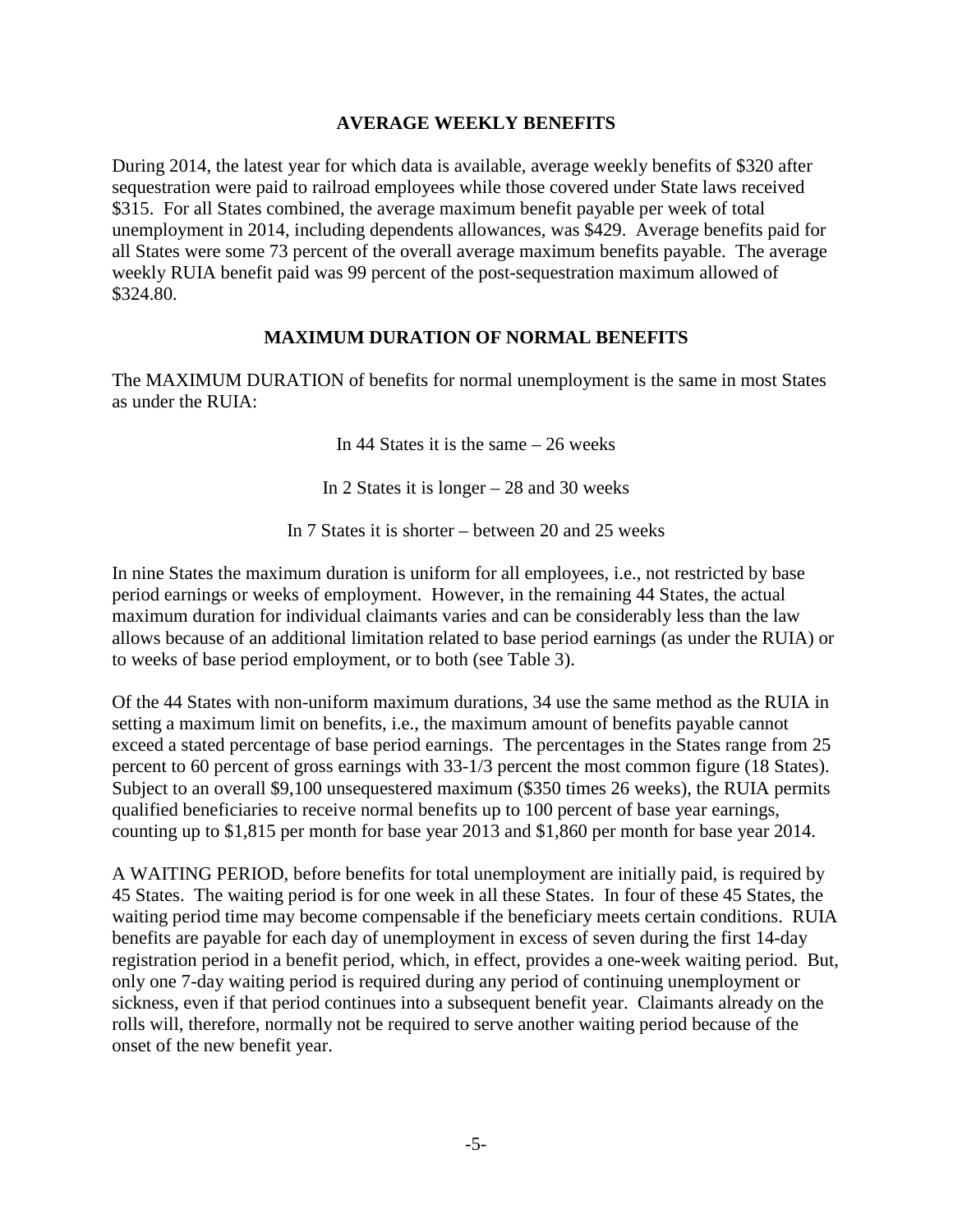## AVERAGE WEEKLY BENEFITS

During 2014, the latest year for which data is available, average weekly benefits of $320 after sequestration were paid to railroad employees while those covered under State laws received $315. For all States combined, the average maximum benefit payable per week of total unemployment in 2014, including dependents allowances, was $429. Average benefits paid for all States were some 73 percent of the overall average maximum benefits payable. The average weekly RUIA benefit paid was 99 percent of the post-sequestration maximum allowed of $324.80.

## MAXIMUM DURATION OF NORMAL BENEFITS

The MAXIMUM DURATION of benefits for normal unemployment is the same in most States as under the RUIA:

In 44 States it is the same – 26 weeks

In 2 States it is longer – 28 and 30 weeks

In 7 States it is shorter – between 20 and 25 weeks

In nine States the maximum duration is uniform for all employees, i.e., not restricted by base period earnings or weeks of employment. However, in the remaining 44 States, the actual maximum duration for individual claimants varies and can be considerably less than the law allows because of an additional limitation related to base period earnings (as under the RUIA) or to weeks of base period employment, or to both (see Table 3).

Of the 44 States with non-uniform maximum durations, 34 use the same method as the RUIA in setting a maximum limit on benefits, i.e., the maximum amount of benefits payable cannot exceed a stated percentage of base period earnings. The percentages in the States range from 25 percent to 60 percent of gross earnings with 33-1/3 percent the most common figure (18 States). Subject to an overall $9,100 unsequestered maximum ($350 times 26 weeks), the RUIA permits qualified beneficiaries to receive normal benefits up to 100 percent of base year earnings, counting up to $1,815 per month for base year 2013 and $1,860 per month for base year 2014.

A WAITING PERIOD, before benefits for total unemployment are initially paid, is required by 45 States. The waiting period is for one week in all these States. In four of these 45 States, the waiting period time may become compensable if the beneficiary meets certain conditions. RUIA benefits are payable for each day of unemployment in excess of seven during the first 14-day registration period in a benefit period, which, in effect, provides a one-week waiting period. But, only one 7-day waiting period is required during any period of continuing unemployment or sickness, even if that period continues into a subsequent benefit year. Claimants already on the rolls will, therefore, normally not be required to serve another waiting period because of the onset of the new benefit year.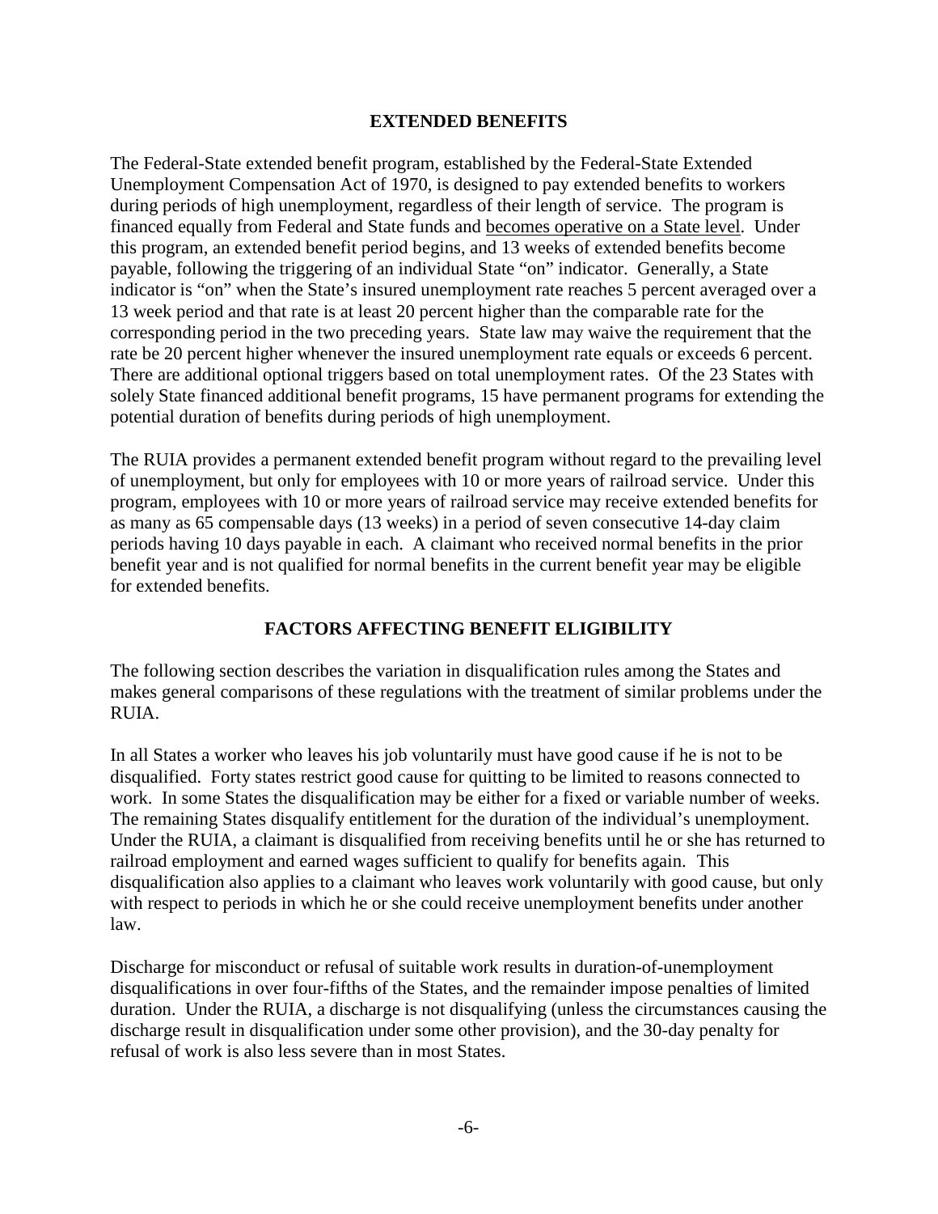## EXTENDED BENEFITS

The Federal-State extended benefit program, established by the Federal-State Extended Unemployment Compensation Act of 1970, is designed to pay extended benefits to workers during periods of high unemployment, regardless of their length of service. The program is financed equally from Federal and State funds and <u>becomes operative on a State level</u>. Under this program, an extended benefit period begins, and 13 weeks of extended benefits become payable, following the triggering of an individual State "on" indicator. Generally, a State indicator is "on" when the State's insured unemployment rate reaches 5 percent averaged over a 13 week period and that rate is at least 20 percent higher than the comparable rate for the corresponding period in the two preceding years. State law may waive the requirement that the rate be 20 percent higher whenever the insured unemployment rate equals or exceeds 6 percent. There are additional optional triggers based on total unemployment rates. Of the 23 States with solely State financed additional benefit programs, 15 have permanent programs for extending the potential duration of benefits during periods of high unemployment.

The RUIA provides a permanent extended benefit program without regard to the prevailing level of unemployment, but only for employees with 10 or more years of railroad service. Under this program, employees with 10 or more years of railroad service may receive extended benefits for as many as 65 compensable days (13 weeks) in a period of seven consecutive 14-day claim periods having 10 days payable in each. A claimant who received normal benefits in the prior benefit year and is not qualified for normal benefits in the current benefit year may be eligible for extended benefits.

## FACTORS AFFECTING BENEFIT ELIGIBILITY

The following section describes the variation in disqualification rules among the States and makes general comparisons of these regulations with the treatment of similar problems under the RUIA.

In all States a worker who leaves his job voluntarily must have good cause if he is not to be disqualified. Forty states restrict good cause for quitting to be limited to reasons connected to work. In some States the disqualification may be either for a fixed or variable number of weeks. The remaining States disqualify entitlement for the duration of the individual's unemployment. Under the RUIA, a claimant is disqualified from receiving benefits until he or she has returned to railroad employment and earned wages sufficient to qualify for benefits again. This disqualification also applies to a claimant who leaves work voluntarily with good cause, but only with respect to periods in which he or she could receive unemployment benefits under another law.

Discharge for misconduct or refusal of suitable work results in duration-of-unemployment disqualifications in over four-fifths of the States, and the remainder impose penalties of limited duration. Under the RUIA, a discharge is not disqualifying (unless the circumstances causing the discharge result in disqualification under some other provision), and the 30-day penalty for refusal of work is also less severe than in most States.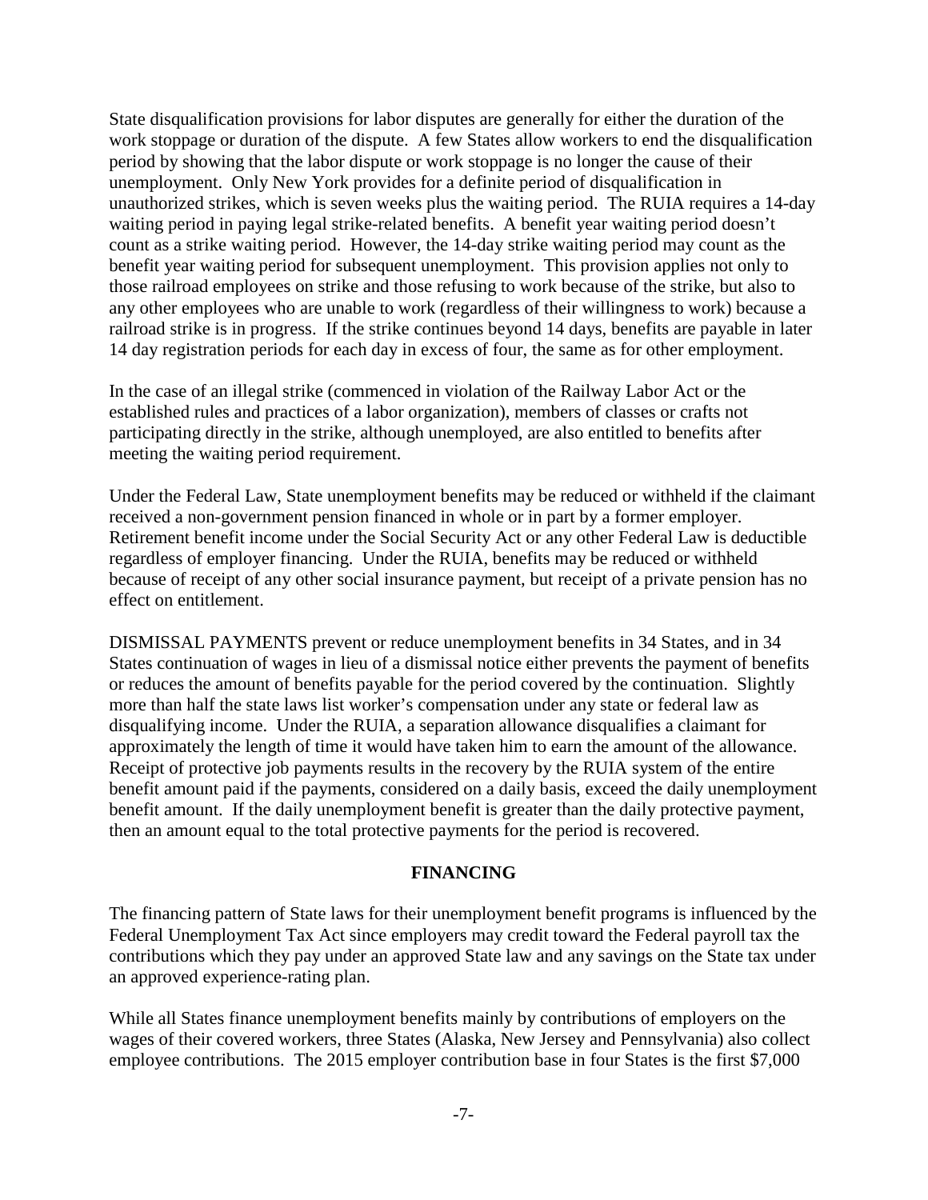State disqualification provisions for labor disputes are generally for either the duration of the work stoppage or duration of the dispute. A few States allow workers to end the disqualification period by showing that the labor dispute or work stoppage is no longer the cause of their unemployment. Only New York provides for a definite period of disqualification in unauthorized strikes, which is seven weeks plus the waiting period. The RUIA requires a 14-day waiting period in paying legal strike-related benefits. A benefit year waiting period doesn't count as a strike waiting period. However, the 14-day strike waiting period may count as the benefit year waiting period for subsequent unemployment. This provision applies not only to those railroad employees on strike and those refusing to work because of the strike, but also to any other employees who are unable to work (regardless of their willingness to work) because a railroad strike is in progress. If the strike continues beyond 14 days, benefits are payable in later 14 day registration periods for each day in excess of four, the same as for other employment.

In the case of an illegal strike (commenced in violation of the Railway Labor Act or the established rules and practices of a labor organization), members of classes or crafts not participating directly in the strike, although unemployed, are also entitled to benefits after meeting the waiting period requirement.

Under the Federal Law, State unemployment benefits may be reduced or withheld if the claimant received a non-government pension financed in whole or in part by a former employer. Retirement benefit income under the Social Security Act or any other Federal Law is deductible regardless of employer financing. Under the RUIA, benefits may be reduced or withheld because of receipt of any other social insurance payment, but receipt of a private pension has no effect on entitlement.

DISMISSAL PAYMENTS prevent or reduce unemployment benefits in 34 States, and in 34 States continuation of wages in lieu of a dismissal notice either prevents the payment of benefits or reduces the amount of benefits payable for the period covered by the continuation. Slightly more than half the state laws list worker's compensation under any state or federal law as disqualifying income. Under the RUIA, a separation allowance disqualifies a claimant for approximately the length of time it would have taken him to earn the amount of the allowance. Receipt of protective job payments results in the recovery by the RUIA system of the entire benefit amount paid if the payments, considered on a daily basis, exceed the daily unemployment benefit amount. If the daily unemployment benefit is greater than the daily protective payment, then an amount equal to the total protective payments for the period is recovered.

## FINANCING

The financing pattern of State laws for their unemployment benefit programs is influenced by the Federal Unemployment Tax Act since employers may credit toward the Federal payroll tax the contributions which they pay under an approved State law and any savings on the State tax under an approved experience-rating plan.

While all States finance unemployment benefits mainly by contributions of employers on the wages of their covered workers, three States (Alaska, New Jersey and Pennsylvania) also collect employee contributions. The 2015 employer contribution base in four States is the first $7,000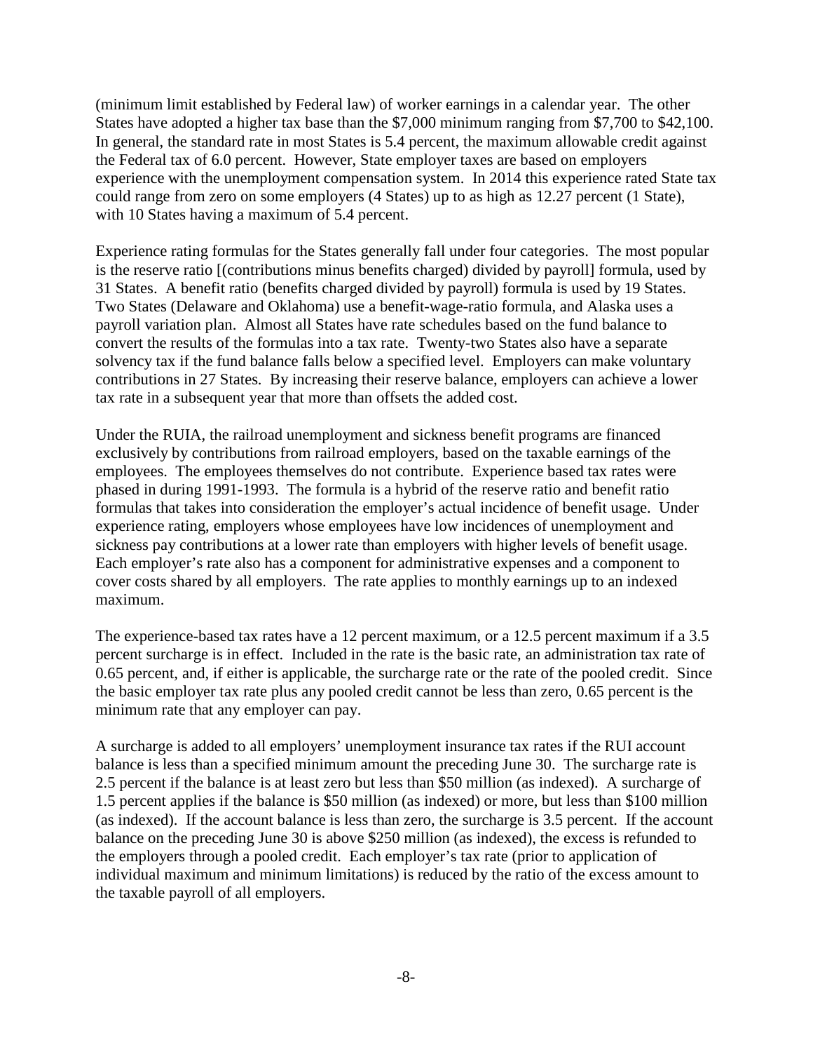(minimum limit established by Federal law) of worker earnings in a calendar year. The other States have adopted a higher tax base than the $7,000 minimum ranging from $7,700 to $42,100. In general, the standard rate in most States is 5.4 percent, the maximum allowable credit against the Federal tax of 6.0 percent. However, State employer taxes are based on employers experience with the unemployment compensation system. In 2014 this experience rated State tax could range from zero on some employers (4 States) up to as high as 12.27 percent (1 State), with 10 States having a maximum of 5.4 percent.

Experience rating formulas for the States generally fall under four categories. The most popular is the reserve ratio [(contributions minus benefits charged) divided by payroll] formula, used by 31 States. A benefit ratio (benefits charged divided by payroll) formula is used by 19 States. Two States (Delaware and Oklahoma) use a benefit-wage-ratio formula, and Alaska uses a payroll variation plan. Almost all States have rate schedules based on the fund balance to convert the results of the formulas into a tax rate. Twenty-two States also have a separate solvency tax if the fund balance falls below a specified level. Employers can make voluntary contributions in 27 States. By increasing their reserve balance, employers can achieve a lower tax rate in a subsequent year that more than offsets the added cost.

Under the RUIA, the railroad unemployment and sickness benefit programs are financed exclusively by contributions from railroad employers, based on the taxable earnings of the employees. The employees themselves do not contribute. Experience based tax rates were phased in during 1991-1993. The formula is a hybrid of the reserve ratio and benefit ratio formulas that takes into consideration the employer's actual incidence of benefit usage. Under experience rating, employers whose employees have low incidences of unemployment and sickness pay contributions at a lower rate than employers with higher levels of benefit usage. Each employer's rate also has a component for administrative expenses and a component to cover costs shared by all employers. The rate applies to monthly earnings up to an indexed maximum.

The experience-based tax rates have a 12 percent maximum, or a 12.5 percent maximum if a 3.5 percent surcharge is in effect. Included in the rate is the basic rate, an administration tax rate of 0.65 percent, and, if either is applicable, the surcharge rate or the rate of the pooled credit. Since the basic employer tax rate plus any pooled credit cannot be less than zero, 0.65 percent is the minimum rate that any employer can pay.

A surcharge is added to all employers' unemployment insurance tax rates if the RUI account balance is less than a specified minimum amount the preceding June 30. The surcharge rate is 2.5 percent if the balance is at least zero but less than $50 million (as indexed). A surcharge of 1.5 percent applies if the balance is $50 million (as indexed) or more, but less than $100 million (as indexed). If the account balance is less than zero, the surcharge is 3.5 percent. If the account balance on the preceding June 30 is above $250 million (as indexed), the excess is refunded to the employers through a pooled credit. Each employer's tax rate (prior to application of individual maximum and minimum limitations) is reduced by the ratio of the excess amount to the taxable payroll of all employers.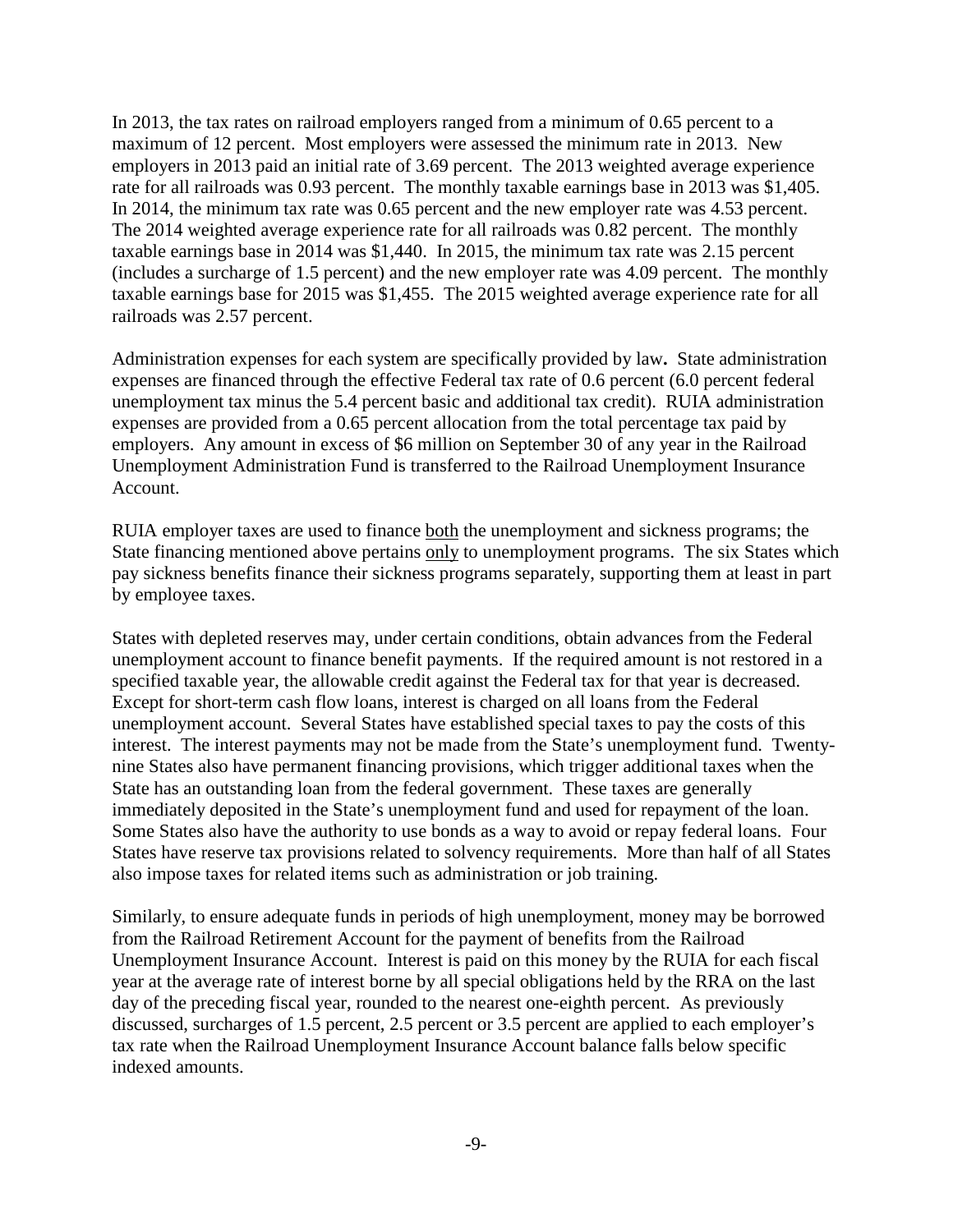In 2013, the tax rates on railroad employers ranged from a minimum of 0.65 percent to a maximum of 12 percent. Most employers were assessed the minimum rate in 2013. New employers in 2013 paid an initial rate of 3.69 percent. The 2013 weighted average experience rate for all railroads was 0.93 percent. The monthly taxable earnings base in 2013 was $1,405. In 2014, the minimum tax rate was 0.65 percent and the new employer rate was 4.53 percent. The 2014 weighted average experience rate for all railroads was 0.82 percent. The monthly taxable earnings base in 2014 was $1,440. In 2015, the minimum tax rate was 2.15 percent (includes a surcharge of 1.5 percent) and the new employer rate was 4.09 percent. The monthly taxable earnings base for 2015 was $1,455. The 2015 weighted average experience rate for all railroads was 2.57 percent.

Administration expenses for each system are specifically provided by law**.** State administration expenses are financed through the effective Federal tax rate of 0.6 percent (6.0 percent federal unemployment tax minus the 5.4 percent basic and additional tax credit). RUIA administration expenses are provided from a 0.65 percent allocation from the total percentage tax paid by employers. Any amount in excess of $6 million on September 30 of any year in the Railroad Unemployment Administration Fund is transferred to the Railroad Unemployment Insurance Account.

RUIA employer taxes are used to finance <u>both</u> the unemployment and sickness programs; the State financing mentioned above pertains <u>only</u> to unemployment programs. The six States which pay sickness benefits finance their sickness programs separately, supporting them at least in part by employee taxes.

States with depleted reserves may, under certain conditions, obtain advances from the Federal unemployment account to finance benefit payments. If the required amount is not restored in a specified taxable year, the allowable credit against the Federal tax for that year is decreased. Except for short-term cash flow loans, interest is charged on all loans from the Federal unemployment account. Several States have established special taxes to pay the costs of this interest. The interest payments may not be made from the State's unemployment fund. Twenty-nine States also have permanent financing provisions, which trigger additional taxes when the State has an outstanding loan from the federal government. These taxes are generally immediately deposited in the State's unemployment fund and used for repayment of the loan. Some States also have the authority to use bonds as a way to avoid or repay federal loans. Four States have reserve tax provisions related to solvency requirements. More than half of all States also impose taxes for related items such as administration or job training.

Similarly, to ensure adequate funds in periods of high unemployment, money may be borrowed from the Railroad Retirement Account for the payment of benefits from the Railroad Unemployment Insurance Account. Interest is paid on this money by the RUIA for each fiscal year at the average rate of interest borne by all special obligations held by the RRA on the last day of the preceding fiscal year, rounded to the nearest one-eighth percent. As previously discussed, surcharges of 1.5 percent, 2.5 percent or 3.5 percent are applied to each employer's tax rate when the Railroad Unemployment Insurance Account balance falls below specific indexed amounts.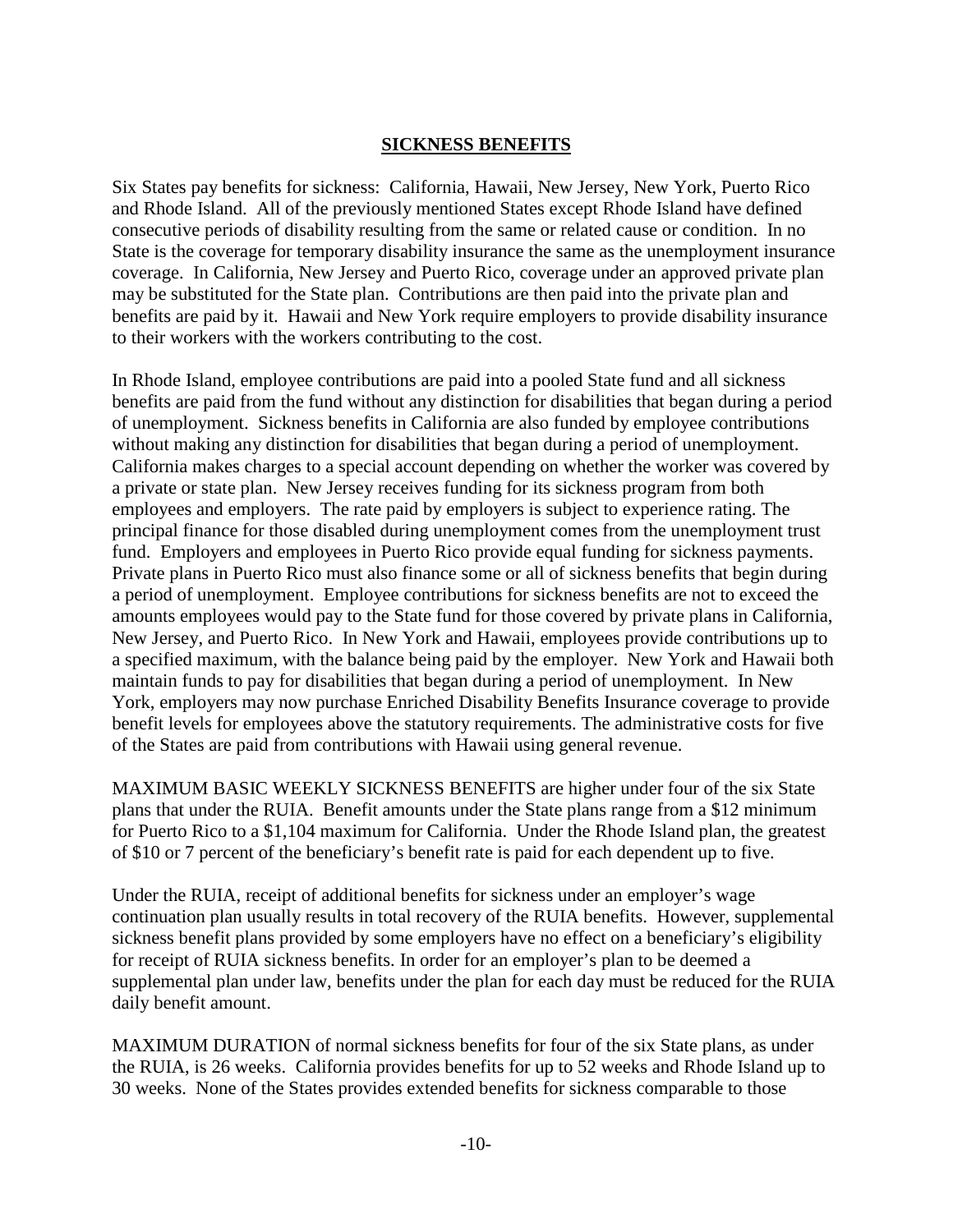## SICKNESS BENEFITS

Six States pay benefits for sickness: California, Hawaii, New Jersey, New York, Puerto Rico and Rhode Island. All of the previously mentioned States except Rhode Island have defined consecutive periods of disability resulting from the same or related cause or condition. In no State is the coverage for temporary disability insurance the same as the unemployment insurance coverage. In California, New Jersey and Puerto Rico, coverage under an approved private plan may be substituted for the State plan. Contributions are then paid into the private plan and benefits are paid by it. Hawaii and New York require employers to provide disability insurance to their workers with the workers contributing to the cost.

In Rhode Island, employee contributions are paid into a pooled State fund and all sickness benefits are paid from the fund without any distinction for disabilities that began during a period of unemployment. Sickness benefits in California are also funded by employee contributions without making any distinction for disabilities that began during a period of unemployment. California makes charges to a special account depending on whether the worker was covered by a private or state plan. New Jersey receives funding for its sickness program from both employees and employers. The rate paid by employers is subject to experience rating. The principal finance for those disabled during unemployment comes from the unemployment trust fund. Employers and employees in Puerto Rico provide equal funding for sickness payments. Private plans in Puerto Rico must also finance some or all of sickness benefits that begin during a period of unemployment. Employee contributions for sickness benefits are not to exceed the amounts employees would pay to the State fund for those covered by private plans in California, New Jersey, and Puerto Rico. In New York and Hawaii, employees provide contributions up to a specified maximum, with the balance being paid by the employer. New York and Hawaii both maintain funds to pay for disabilities that began during a period of unemployment. In New York, employers may now purchase Enriched Disability Benefits Insurance coverage to provide benefit levels for employees above the statutory requirements. The administrative costs for five of the States are paid from contributions with Hawaii using general revenue.

MAXIMUM BASIC WEEKLY SICKNESS BENEFITS are higher under four of the six State plans that under the RUIA. Benefit amounts under the State plans range from a $12 minimum for Puerto Rico to a $1,104 maximum for California. Under the Rhode Island plan, the greatest of $10 or 7 percent of the beneficiary's benefit rate is paid for each dependent up to five.

Under the RUIA, receipt of additional benefits for sickness under an employer's wage continuation plan usually results in total recovery of the RUIA benefits. However, supplemental sickness benefit plans provided by some employers have no effect on a beneficiary's eligibility for receipt of RUIA sickness benefits. In order for an employer's plan to be deemed a supplemental plan under law, benefits under the plan for each day must be reduced for the RUIA daily benefit amount.

MAXIMUM DURATION of normal sickness benefits for four of the six State plans, as under the RUIA, is 26 weeks. California provides benefits for up to 52 weeks and Rhode Island up to 30 weeks. None of the States provides extended benefits for sickness comparable to those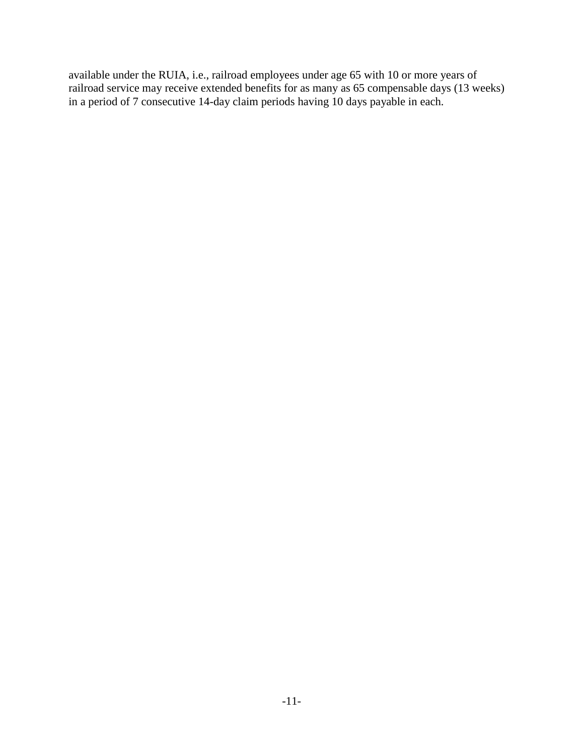available under the RUIA, i.e., railroad employees under age 65 with 10 or more years of railroad service may receive extended benefits for as many as 65 compensable days (13 weeks) in a period of 7 consecutive 14-day claim periods having 10 days payable in each.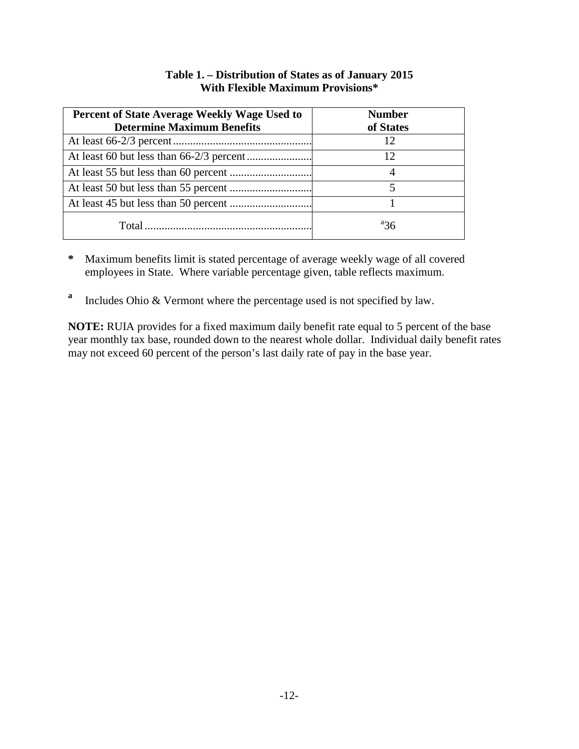**Table 1. – Distribution of States as of January 2015 With Flexible Maximum Provisions***

| Percent of State Average Weekly Wage Used to Determine Maximum Benefits | Number of States |
|---|---|
| At least 66-2/3 percent | 12 |
| At least 60 but less than 66-2/3 percent | 12 |
| At least 55 but less than 60 percent | 4 |
| At least 50 but less than 55 percent | 5 |
| At least 45 but less than 50 percent | 1 |
| Total | [a]36 |

**\*** Maximum benefits limit is stated percentage of average weekly wage of all covered employees in State. Where variable percentage given, table reflects maximum.

**a** Includes Ohio & Vermont where the percentage used is not specified by law.

**NOTE:** RUIA provides for a fixed maximum daily benefit rate equal to 5 percent of the base year monthly tax base, rounded down to the nearest whole dollar. Individual daily benefit rates may not exceed 60 percent of the person's last daily rate of pay in the base year.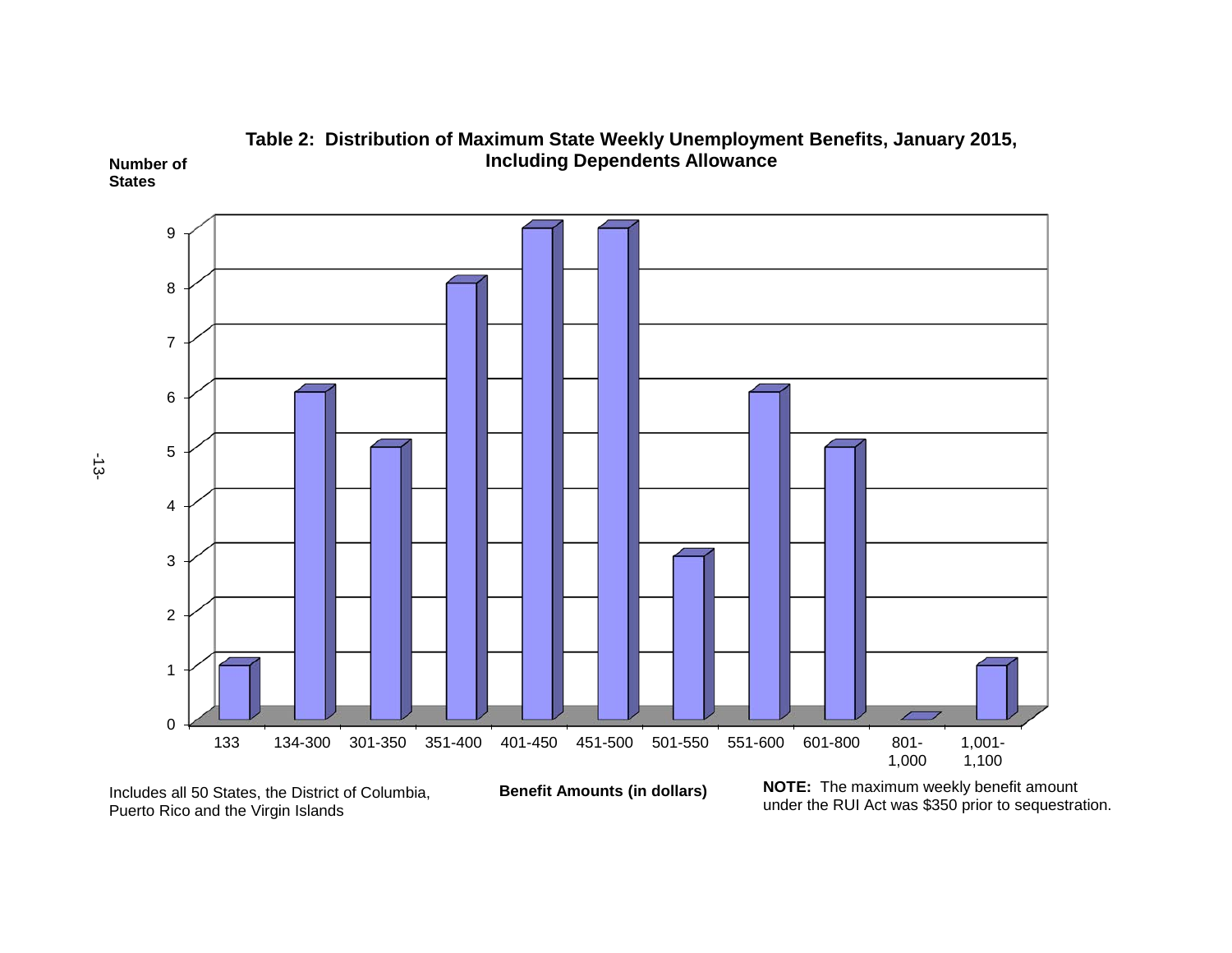**Table 2: Distribution of Maximum State Weekly Unemployment Benefits, January 2015, Including Dependents Allowance**

| Benefit Amounts (in dollars) | Number of States |
|---|---|
| 133 | 1 |
| 134-300 | 6 |
| 301-350 | 5 |
| 351-400 | 8 |
| 401-450 | 9 |
| 451-500 | 9 |
| 501-550 | 3 |
| 551-600 | 6 |
| 601-800 | 5 |
| 801-1,000 | 0 |
| 1,001-1,100 | 1 |

Includes all 50 States, the District of Columbia, Puerto Rico and the Virgin Islands

**NOTE:** The maximum weekly benefit amount under the RUI Act was $350 prior to sequestration.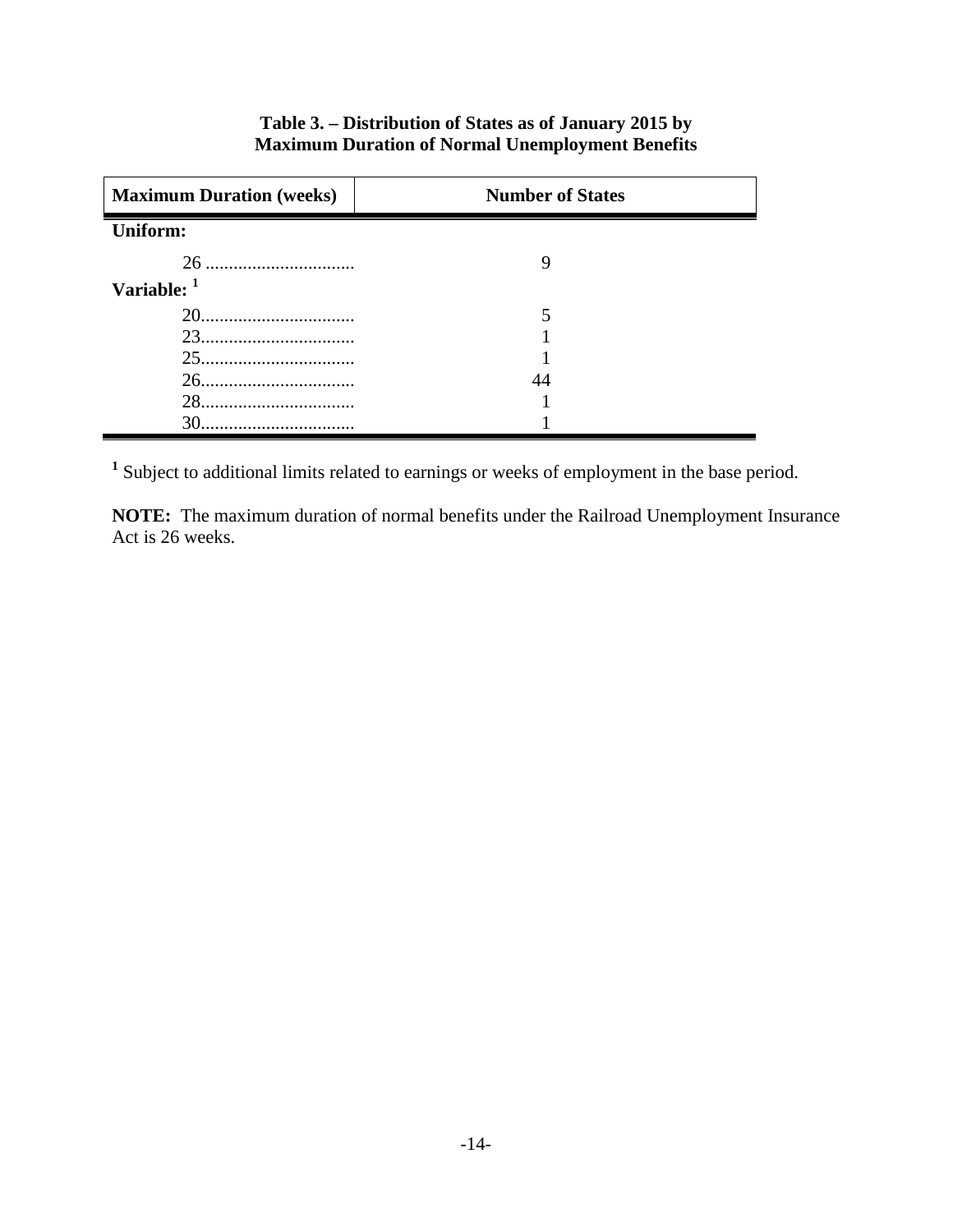**Table 3. – Distribution of States as of January 2015 by Maximum Duration of Normal Unemployment Benefits**

| Maximum Duration (weeks) | Number of States |
|---|---|
| **Uniform:** | |
| 26 | 9 |
| **Variable:** [1] | |
| 20 | 5 |
| 23 | 1 |
| 25 | 1 |
| 26 | 44 |
| 28 | 1 |
| 30 | 1 |

[1] Subject to additional limits related to earnings or weeks of employment in the base period.

**NOTE:** The maximum duration of normal benefits under the Railroad Unemployment Insurance Act is 26 weeks.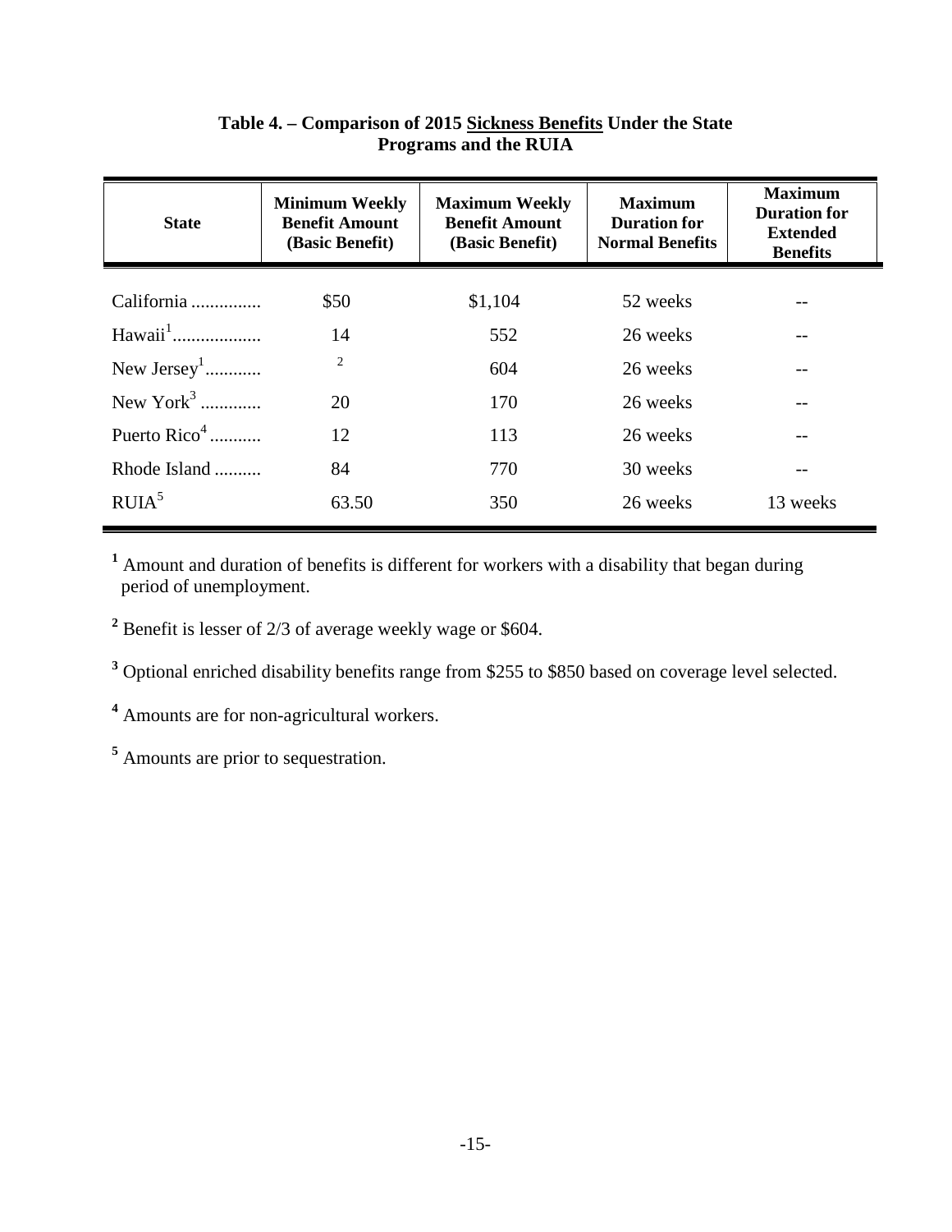**Table 4. – Comparison of 2015 Sickness Benefits Under the State Programs and the RUIA**

| State | Minimum Weekly Benefit Amount (Basic Benefit) | Maximum Weekly Benefit Amount (Basic Benefit) | Maximum Duration for Normal Benefits | Maximum Duration for Extended Benefits |
|---|---|---|---|---|
| California | $50 | $1,104 | 52 weeks | -- |
| Hawaii[1] | 14 | 552 | 26 weeks | -- |
| New Jersey[1] | [2] | 604 | 26 weeks | -- |
| New York[3] | 20 | 170 | 26 weeks | -- |
| Puerto Rico[4] | 12 | 113 | 26 weeks | -- |
| Rhode Island | 84 | 770 | 30 weeks | -- |
| RUIA[5] | 63.50 | 350 | 26 weeks | 13 weeks |

[1] Amount and duration of benefits is different for workers with a disability that began during period of unemployment.

[2] Benefit is lesser of 2/3 of average weekly wage or $604.

[3] Optional enriched disability benefits range from $255 to $850 based on coverage level selected.

[4] Amounts are for non-agricultural workers.

[5] Amounts are prior to sequestration.